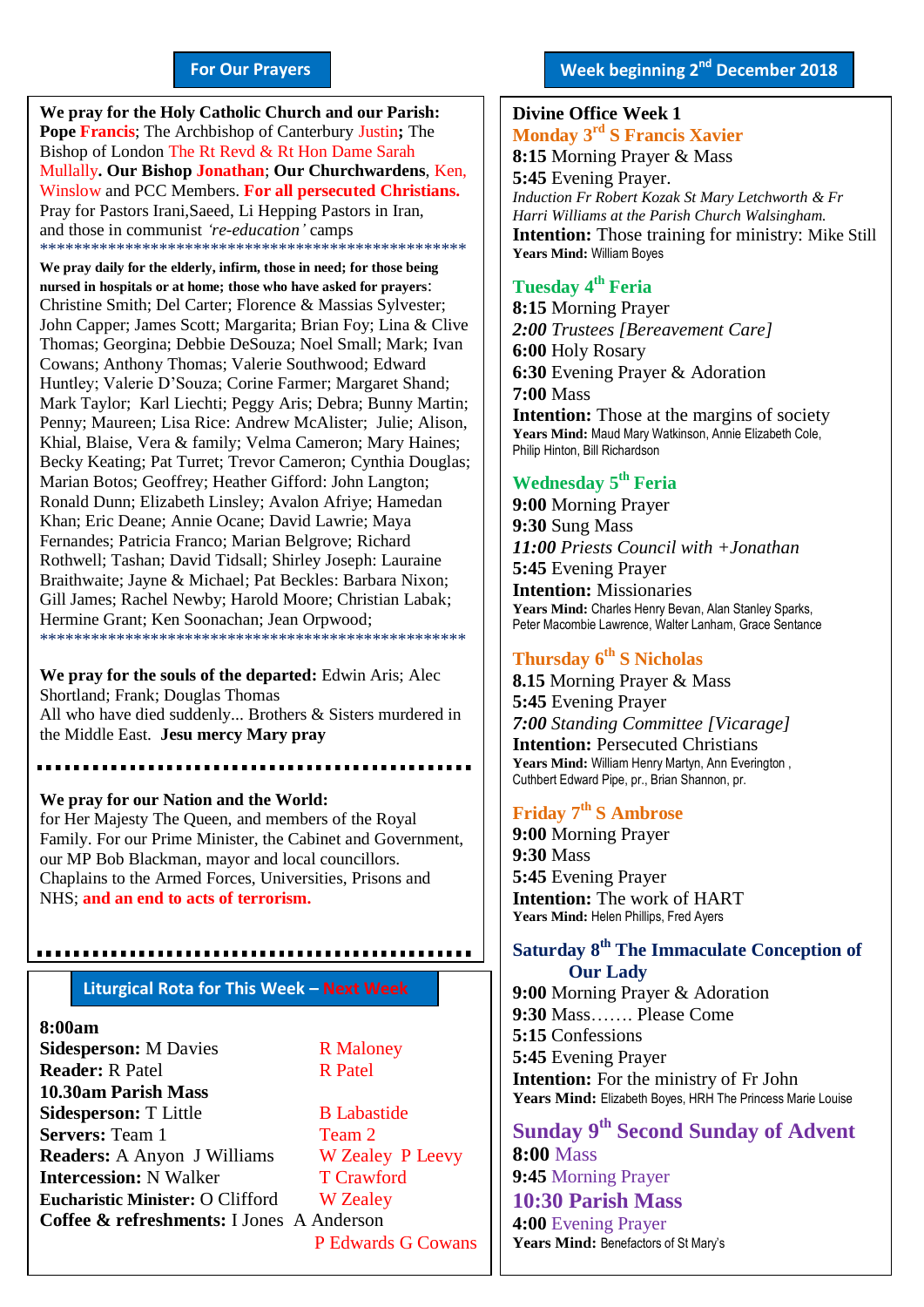## For Our Prayers

**We pray for the Holy Catholic Church and our Parish:** **Pope** **Francis**; The Archbishop of Canterbury Justin**;** The Bishop of London The Rt Revd & Rt Hon Dame Sarah Mullally**. Our Bishop** **Jonathan**; **Our Churchwardens**, Ken, Winslow and PCC Members. **For all persecuted Christians.** Pray for Pastors Irani,Saeed, Li Hepping Pastors in Iran, and those in communist *'re-education'* camps

\*\*\*\*\*\*\*\*\*\*\*\*\*\*\*\*\*\*\*\*\*\*\*\*\*\*\*\*\*\*\*\*\*\*\*\*\*\*\*\*\*\*\*\*\*\*\*\*\*\*\*\*

**We pray daily for the elderly, infirm, those in need; for those being nursed in hospitals or at home; those who have asked for prayers**: Christine Smith; Del Carter; Florence & Massias Sylvester; John Capper; James Scott; Margarita; Brian Foy; Lina & Clive Thomas; Georgina; Debbie DeSouza; Noel Small; Mark; Ivan Cowans; Anthony Thomas; Valerie Southwood; Edward Huntley; Valerie D'Souza; Corine Farmer; Margaret Shand; Mark Taylor; Karl Liechti; Peggy Aris; Debra; Bunny Martin; Penny; Maureen; Lisa Rice: Andrew McAlister; Julie; Alison, Khial, Blaise, Vera & family; Velma Cameron; Mary Haines; Becky Keating; Pat Turret; Trevor Cameron; Cynthia Douglas; Marian Botos; Geoffrey; Heather Gifford: John Langton; Ronald Dunn; Elizabeth Linsley; Avalon Afriye; Hamedan Khan; Eric Deane; Annie Ocane; David Lawrie; Maya Fernandes; Patricia Franco; Marian Belgrove; Richard Rothwell; Tashan; David Tidsall; Shirley Joseph: Lauraine Braithwaite; Jayne & Michael; Pat Beckles: Barbara Nixon; Gill James; Rachel Newby; Harold Moore; Christian Labak; Hermine Grant; Ken Soonachan; Jean Orpwood;

\*\*\*\*\*\*\*\*\*\*\*\*\*\*\*\*\*\*\*\*\*\*\*\*\*\*\*\*\*\*\*\*\*\*\*\*\*\*\*\*\*\*\*\*\*\*\*\*\*\*\*\*

**We pray for the souls of the departed:** Edwin Aris; Alec Shortland; Frank; Douglas Thomas
All who have died suddenly... Brothers & Sisters murdered in the Middle East. **Jesu mercy Mary pray**

**We pray for our Nation and the World:**
for Her Majesty The Queen, and members of the Royal Family. For our Prime Minister, the Cabinet and Government, our MP Bob Blackman, mayor and local councillors. Chaplains to the Armed Forces, Universities, Prisons and NHS; **and an end to acts of terrorism.**

## Liturgical Rota for This Week – Next Week

| | This Week | Next Week |
|---|---|---|
| **8:00am** | | |
| **Sidesperson:** | M Davies | R Maloney |
| **Reader:** | R Patel | R Patel |
| **10.30am Parish Mass** | | |
| **Sidesperson:** | T Little | B Labastide |
| **Servers:** | Team 1 | Team 2 |
| **Readers:** | A Anyon J Williams | W Zealey P Leevy |
| **Intercession:** | N Walker | T Crawford |
| **Eucharistic Minister:** | O Clifford | W Zealey |
| **Coffee & refreshments:** | I Jones A Anderson | P Edwards G Cowans |

## Week beginning 2nd December 2018

**Divine Office Week 1**

### Monday 3rd S Francis Xavier
**8:15** Morning Prayer & Mass
**5:45** Evening Prayer.
*Induction Fr Robert Kozak St Mary Letchworth & Fr Harri Williams at the Parish Church Walsingham.*
**Intention:** Those training for ministry: Mike Still
**Years Mind:** William Boyes

### Tuesday 4th Feria
**8:15** Morning Prayer
*2:00 Trustees [Bereavement Care]*
**6:00** Holy Rosary
**6:30** Evening Prayer & Adoration
**7:00** Mass
**Intention:** Those at the margins of society
**Years Mind:** Maud Mary Watkinson, Annie Elizabeth Cole, Philip Hinton, Bill Richardson

### Wednesday 5th Feria
**9:00** Morning Prayer
**9:30** Sung Mass
*11:00 Priests Council with +Jonathan*
**5:45** Evening Prayer
**Intention:** Missionaries
**Years Mind:** Charles Henry Bevan, Alan Stanley Sparks, Peter Macombie Lawrence, Walter Lanham, Grace Sentance

### Thursday 6th S Nicholas
**8.15** Morning Prayer & Mass
**5:45** Evening Prayer
*7:00 Standing Committee [Vicarage]*
**Intention:** Persecuted Christians
**Years Mind:** William Henry Martyn, Ann Everington , Cuthbert Edward Pipe, pr., Brian Shannon, pr.

### Friday 7th S Ambrose
**9:00** Morning Prayer
**9:30** Mass
**5:45** Evening Prayer
**Intention:** The work of HART
**Years Mind:** Helen Phillips, Fred Ayers

### Saturday 8th The Immaculate Conception of Our Lady
**9:00** Morning Prayer & Adoration
**9:30** Mass……. Please Come
**5:15** Confessions
**5:45** Evening Prayer
**Intention:** For the ministry of Fr John
**Years Mind:** Elizabeth Boyes, HRH The Princess Marie Louise

### Sunday 9th Second Sunday of Advent
**8:00** Mass
**9:45** Morning Prayer
**10:30 Parish Mass**
**4:00** Evening Prayer
**Years Mind:** Benefactors of St Mary's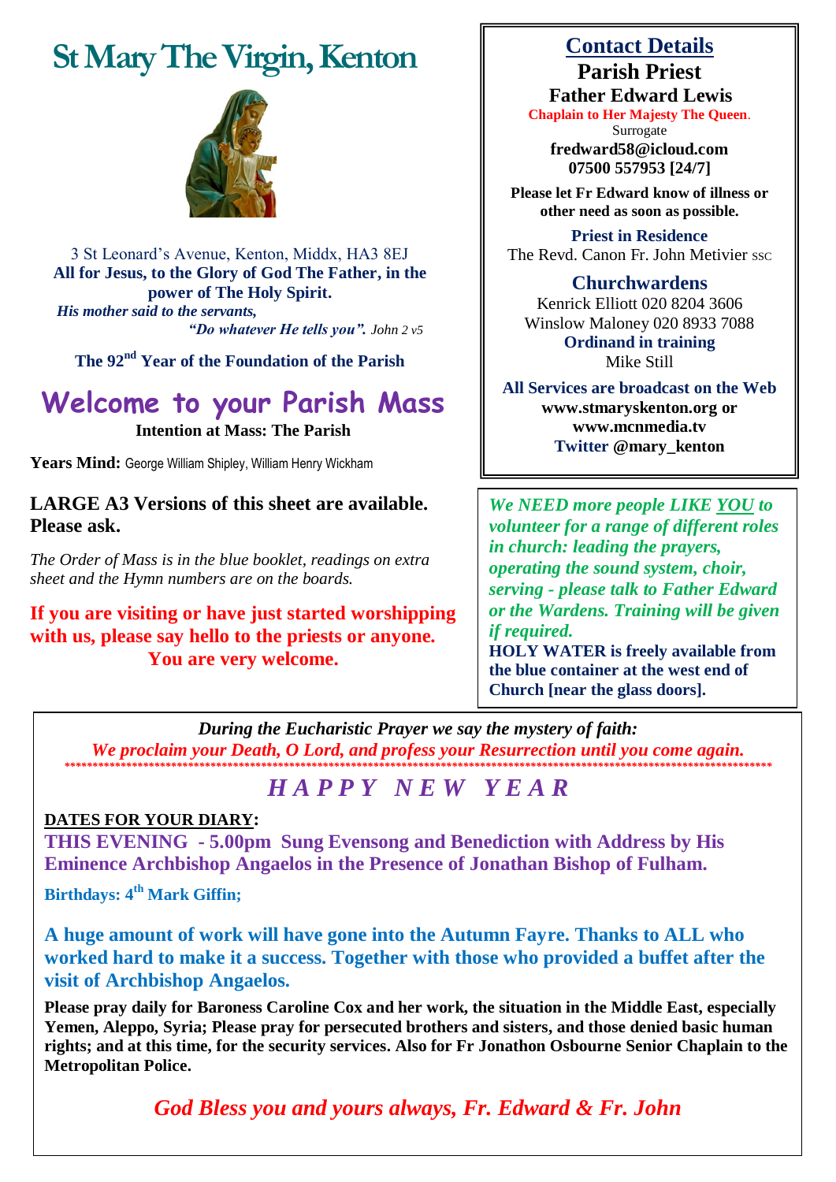# St Mary The Virgin, Kenton

3 St Leonard's Avenue, Kenton, Middx, HA3 8EJ

**All for Jesus, to the Glory of God The Father, in the power of The Holy Spirit.**

***His mother said to the servants,***
***"Do whatever He tells you".*** *John 2 v5*

**The 92nd Year of the Foundation of the Parish**

## Welcome to your Parish Mass

**Intention at Mass: The Parish**

**Years Mind:** George William Shipley, William Henry Wickham

**LARGE A3 Versions of this sheet are available. Please ask.**

*The Order of Mass is in the blue booklet, readings on extra sheet and the Hymn numbers are on the boards.*

**If you are visiting or have just started worshipping with us, please say hello to the priests or anyone. You are very welcome.**

## Contact Details

**Parish Priest**
**Father Edward Lewis**
**Chaplain to Her Majesty The Queen.**
Surrogate
**fredward58@icloud.com**
**07500 557953 [24/7]**

**Please let Fr Edward know of illness or other need as soon as possible.**

**Priest in Residence**
The Revd. Canon Fr. John Metivier SSC

**Churchwardens**
Kenrick Elliott 020 8204 3606
Winslow Maloney 020 8933 7088

**Ordinand in training**
Mike Still

**All Services are broadcast on the Web**
**www.stmaryskenton.org or**
**www.mcnmedia.tv**
**Twitter @mary_kenton**

***We NEED more people LIKE YOU to volunteer for a range of different roles in church: leading the prayers, operating the sound system, choir, serving - please talk to Father Edward or the Wardens. Training will be given if required.***

**HOLY WATER is freely available from the blue container at the west end of Church [near the glass doors].**

***During the Eucharistic Prayer we say the mystery of faith:***
***We proclaim your Death, O Lord, and profess your Resurrection until you come again.***

***

## *H A P P Y   N E W   Y E A R*

**DATES FOR YOUR DIARY:**

**THIS EVENING - 5.00pm Sung Evensong and Benediction with Address by His Eminence Archbishop Angaelos in the Presence of Jonathan Bishop of Fulham.**

**Birthdays: 4th Mark Giffin;**

**A huge amount of work will have gone into the Autumn Fayre. Thanks to ALL who worked hard to make it a success. Together with those who provided a buffet after the visit of Archbishop Angaelos.**

**Please pray daily for Baroness Caroline Cox and her work, the situation in the Middle East, especially Yemen, Aleppo, Syria; Please pray for persecuted brothers and sisters, and those denied basic human rights; and at this time, for the security services. Also for Fr Jonathon Osbourne Senior Chaplain to the Metropolitan Police.**

***God Bless you and yours always, Fr. Edward & Fr. John***